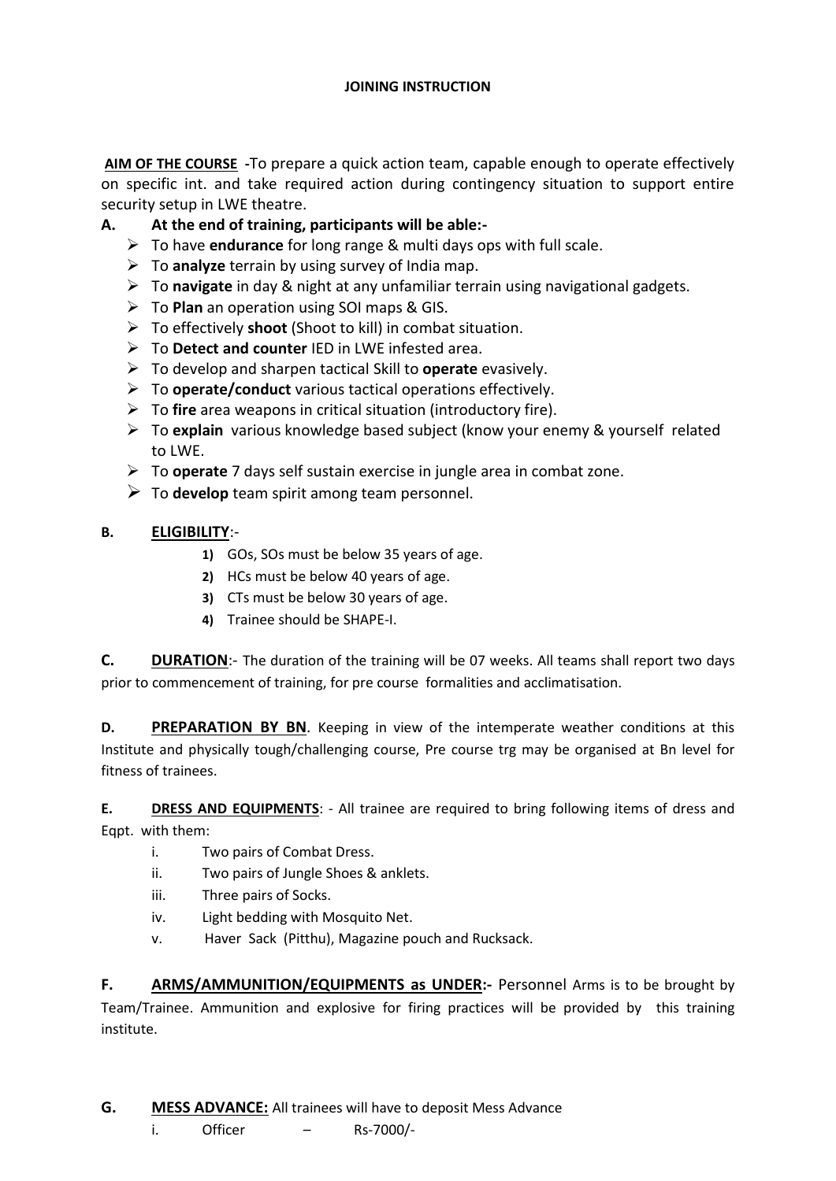**JOINING INSTRUCTION**

**AIM OF THE COURSE** -To prepare a quick action team, capable enough to operate effectively on specific int. and take required action during contingency situation to support entire security setup in LWE theatre.

**A. At the end of training, participants will be able:-**

- To have **endurance** for long range & multi days ops with full scale.
- To **analyze** terrain by using survey of India map.
- To **navigate** in day & night at any unfamiliar terrain using navigational gadgets.
- To **Plan** an operation using SOI maps & GIS.
- To effectively **shoot** (Shoot to kill) in combat situation.
- To **Detect and counter** IED in LWE infested area.
- To develop and sharpen tactical Skill to **operate** evasively.
- To **operate/conduct** various tactical operations effectively.
- To **fire** area weapons in critical situation (introductory fire).
- To **explain** various knowledge based subject (know your enemy & yourself related to LWE.
- To **operate** 7 days self sustain exercise in jungle area in combat zone.
- To **develop** team spirit among team personnel.

**B. ELIGIBILITY**:-

1) GOs, SOs must be below 35 years of age.
2) HCs must be below 40 years of age.
3) CTs must be below 30 years of age.
4) Trainee should be SHAPE-I.

**C. DURATION**:- The duration of the training will be 07 weeks. All teams shall report two days prior to commencement of training, for pre course formalities and acclimatisation.

**D. PREPARATION BY BN**. Keeping in view of the intemperate weather conditions at this Institute and physically tough/challenging course, Pre course trg may be organised at Bn level for fitness of trainees.

**E. DRESS AND EQUIPMENTS**: - All trainee are required to bring following items of dress and Eqpt. with them:

i. Two pairs of Combat Dress.
ii. Two pairs of Jungle Shoes & anklets.
iii. Three pairs of Socks.
iv. Light bedding with Mosquito Net.
v. Haver Sack (Pitthu), Magazine pouch and Rucksack.

**F. ARMS/AMMUNITION/EQUIPMENTS as UNDER:-** Personnel Arms is to be brought by Team/Trainee. Ammunition and explosive for firing practices will be provided by this training institute.

**G. MESS ADVANCE:** All trainees will have to deposit Mess Advance

i. Officer – Rs-7000/-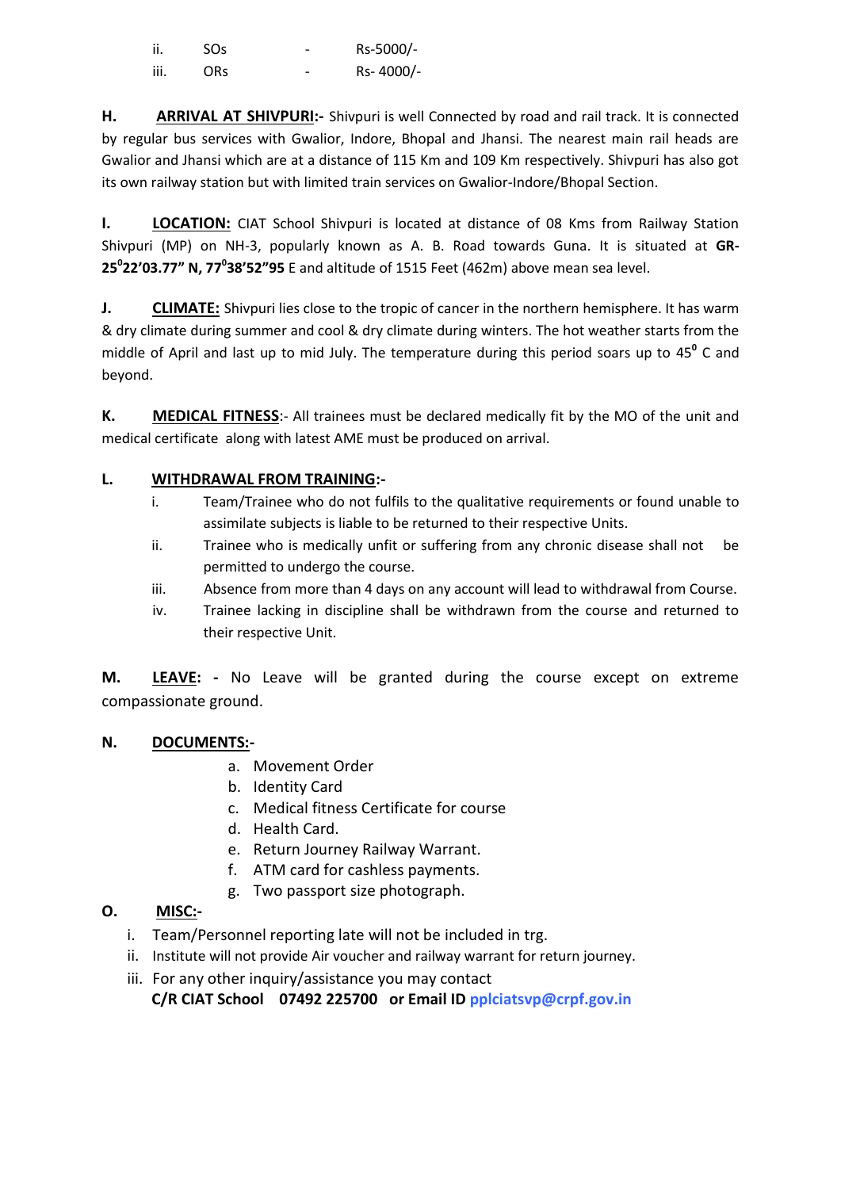ii. SOs - Rs-5000/-

iii. ORs - Rs- 4000/-

**H.** **ARRIVAL AT SHIVPURI:-** Shivpuri is well Connected by road and rail track. It is connected by regular bus services with Gwalior, Indore, Bhopal and Jhansi. The nearest main rail heads are Gwalior and Jhansi which are at a distance of 115 Km and 109 Km respectively. Shivpuri has also got its own railway station but with limited train services on Gwalior-Indore/Bhopal Section.

**I.** **LOCATION:** CIAT School Shivpuri is located at distance of 08 Kms from Railway Station Shivpuri (MP) on NH-3, popularly known as A. B. Road towards Guna. It is situated at **GR-25$^0$22'03.77" N, 77$^0$38'52"95** E and altitude of 1515 Feet (462m) above mean sea level.

**J.** **CLIMATE:** Shivpuri lies close to the tropic of cancer in the northern hemisphere. It has warm & dry climate during summer and cool & dry climate during winters. The hot weather starts from the middle of April and last up to mid July. The temperature during this period soars up to 45$^0$ C and beyond.

**K.** **MEDICAL FITNESS**:- All trainees must be declared medically fit by the MO of the unit and medical certificate along with latest AME must be produced on arrival.

**L.** **WITHDRAWAL FROM TRAINING:-**

i. Team/Trainee who do not fulfils to the qualitative requirements or found unable to assimilate subjects is liable to be returned to their respective Units.

ii. Trainee who is medically unfit or suffering from any chronic disease shall not be permitted to undergo the course.

iii. Absence from more than 4 days on any account will lead to withdrawal from Course.

iv. Trainee lacking in discipline shall be withdrawn from the course and returned to their respective Unit.

**M.** **LEAVE: -** No Leave will be granted during the course except on extreme compassionate ground.

**N.** **DOCUMENTS:-**

a. Movement Order
b. Identity Card
c. Medical fitness Certificate for course
d. Health Card.
e. Return Journey Railway Warrant.
f. ATM card for cashless payments.
g. Two passport size photograph.

**O.** **MISC:-**

i. Team/Personnel reporting late will not be included in trg.

ii. Institute will not provide Air voucher and railway warrant for return journey.

iii. For any other inquiry/assistance you may contact
**C/R CIAT School 07492 225700 or Email ID pplciatsvp@crpf.gov.in**